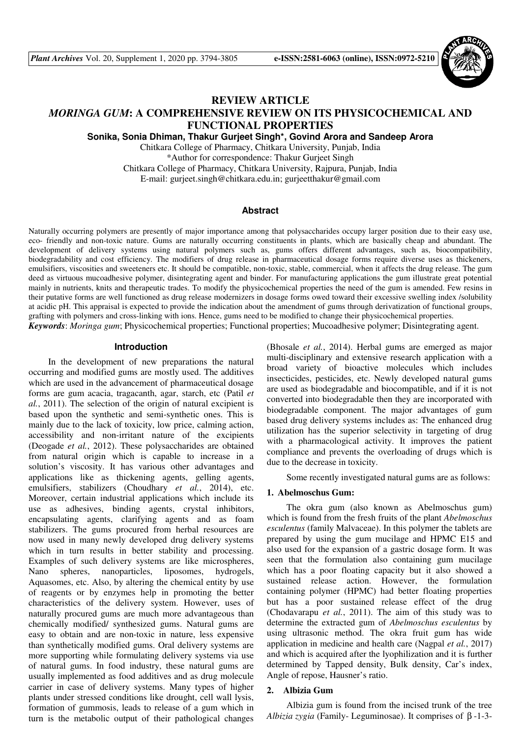# REVIEW ARTICLE

# *MORINGA GUM*: A COMPREHENSIVE REVIEW ON ITS PHYSICOCHEMICAL AND FUNCTIONAL PROPERTIES

**Sonika, Sonia Dhiman, Thakur Gurjeet Singh\*, Govind Arora and Sandeep Arora**

Chitkara College of Pharmacy, Chitkara University, Punjab, India

\*Author for correspondence: Thakur Gurjeet Singh

Chitkara College of Pharmacy, Chitkara University, Rajpura, Punjab, India

E-mail: gurjeet.singh@chitkara.edu.in; gurjeetthakur@gmail.com

## Abstract

Naturally occurring polymers are presently of major importance among that polysaccharides occupy larger position due to their easy use, eco- friendly and non-toxic nature. Gums are naturally occurring constituents in plants, which are basically cheap and abundant. The development of delivery systems using natural polymers such as, gums offers different advantages, such as, biocompatibility, biodegradability and cost efficiency. The modifiers of drug release in pharmaceutical dosage forms require diverse uses as thickeners, emulsifiers, viscosities and sweeteners etc. It should be compatible, non-toxic, stable, commercial, when it affects the drug release. The gum deed as virtuous mucoadhesive polymer, disintegrating agent and binder. For manufacturing applications the gum illustrate great potential mainly in nutrients, knits and therapeutic trades. To modify the physicochemical properties the need of the gum is amended. Few resins in their putative forms are well functioned as drug release modernizers in dosage forms owed toward their excessive swelling index /solubility at acidic pH. This appraisal is expected to provide the indication about the amendment of gums through derivatization of functional groups, grafting with polymers and cross-linking with ions. Hence, gums need to be modified to change their physicochemical properties.

***Keywords***: *Moringa gum*; Physicochemical properties; Functional properties; Mucoadhesive polymer; Disintegrating agent.

## Introduction

In the development of new preparations the natural occurring and modified gums are mostly used. The additives which are used in the advancement of pharmaceutical dosage forms are gum acacia, tragacanth, agar, starch, etc (Patil *et al.*, 2011). The selection of the origin of natural excipient is based upon the synthetic and semi-synthetic ones. This is mainly due to the lack of toxicity, low price, calming action, accessibility and non-irritant nature of the excipients (Deogade *et al.*, 2012). These polysaccharides are obtained from natural origin which is capable to increase in a solution's viscosity. It has various other advantages and applications like as thickening agents, gelling agents, emulsifiers, stabilizers (Choudhary *et al.*, 2014), etc. Moreover, certain industrial applications which include its use as adhesives, binding agents, crystal inhibitors, encapsulating agents, clarifying agents and as foam stabilizers. The gums procured from herbal resources are now used in many newly developed drug delivery systems which in turn results in better stability and processing. Examples of such delivery systems are like microspheres, Nano spheres, nanoparticles, liposomes, hydrogels, Aquasomes, etc. Also, by altering the chemical entity by use of reagents or by enzymes help in promoting the better characteristics of the delivery system. However, uses of naturally procured gums are much more advantageous than chemically modified/ synthesized gums. Natural gums are easy to obtain and are non-toxic in nature, less expensive than synthetically modified gums. Oral delivery systems are more supporting while formulating delivery systems via use of natural gums. In food industry, these natural gums are usually implemented as food additives and as drug molecule carrier in case of delivery systems. Many types of higher plants under stressed conditions like drought, cell wall lysis, formation of gummosis, leads to release of a gum which in turn is the metabolic output of their pathological changes (Bhosale *et al.*, 2014). Herbal gums are emerged as major multi-disciplinary and extensive research application with a broad variety of bioactive molecules which includes insecticides, pesticides, etc. Newly developed natural gums are used as biodegradable and biocompatible, and if it is not converted into biodegradable then they are incorporated with biodegradable component. The major advantages of gum based drug delivery systems includes as: The enhanced drug utilization has the superior selectivity in targeting of drug with a pharmacological activity. It improves the patient compliance and prevents the overloading of drugs which is due to the decrease in toxicity.

Some recently investigated natural gums are as follows:

### 1. Abelmoschus Gum:

The okra gum (also known as Abelmoschus gum) which is found from the fresh fruits of the plant *Abelmoschus esculentus* (family Malvaceae). In this polymer the tablets are prepared by using the gum mucilage and HPMC E15 and also used for the expansion of a gastric dosage form. It was seen that the formulation also containing gum mucilage which has a poor floating capacity but it also showed a sustained release action. However, the formulation containing polymer (HPMC) had better floating properties but has a poor sustained release effect of the drug (Chodavarapu *et al.*, 2011). The aim of this study was to determine the extracted gum of *Abelmoschus esculentus* by using ultrasonic method. The okra fruit gum has wide application in medicine and health care (Nagpal *et al.*, 2017) and which is acquired after the lyophilization and it is further determined by Tapped density, Bulk density, Car's index, Angle of repose, Hausner's ratio.

### 2. Albizia Gum

Albizia gum is found from the incised trunk of the tree *Albizia zygia* (Family- Leguminosae). It comprises of β -1-3-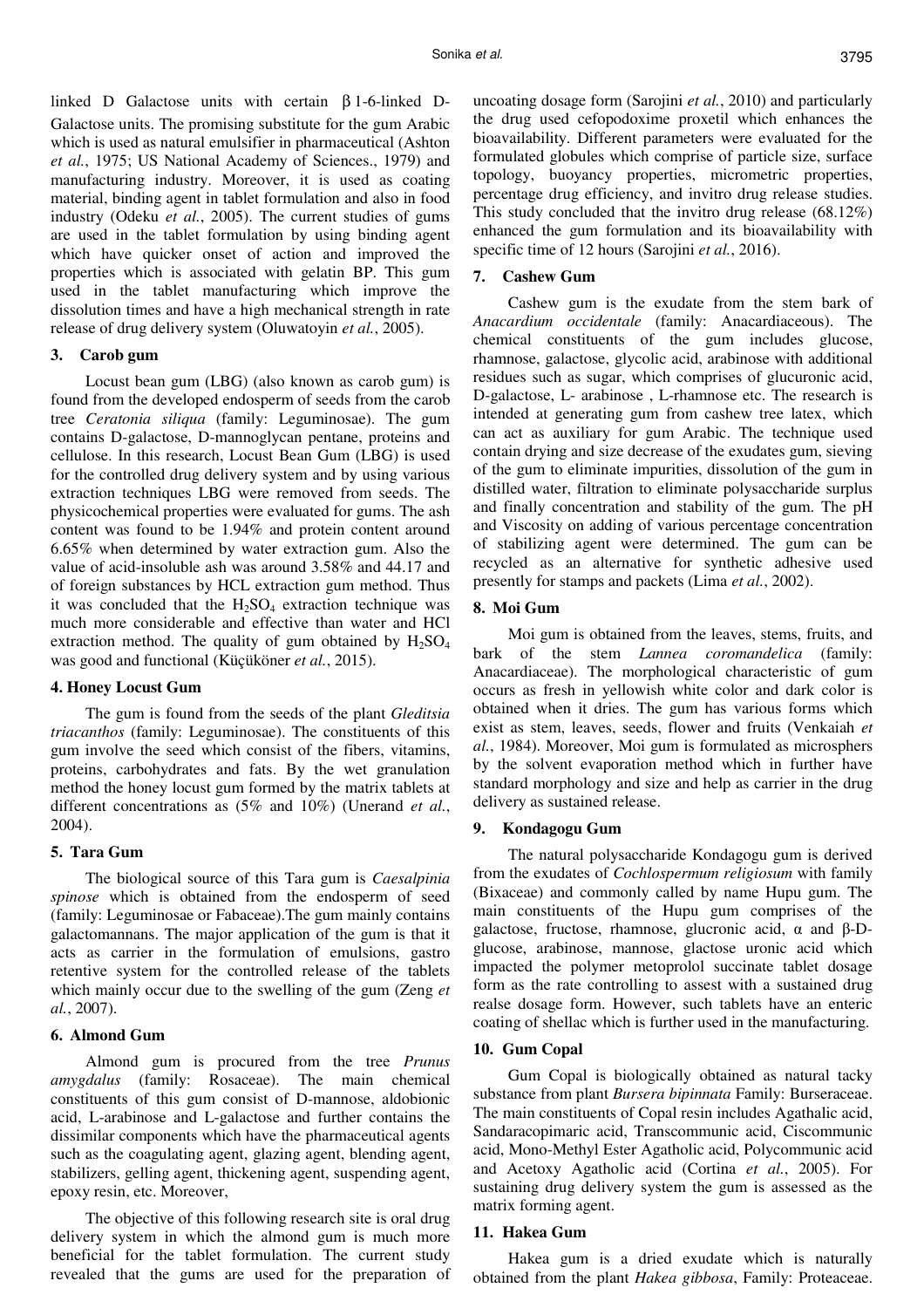linked D Galactose units with certain β 1-6-linked D-Galactose units. The promising substitute for the gum Arabic which is used as natural emulsifier in pharmaceutical (Ashton *et al.*, 1975; US National Academy of Sciences., 1979) and manufacturing industry. Moreover, it is used as coating material, binding agent in tablet formulation and also in food industry (Odeku *et al.*, 2005). The current studies of gums are used in the tablet formulation by using binding agent which have quicker onset of action and improved the properties which is associated with gelatin BP. This gum used in the tablet manufacturing which improve the dissolution times and have a high mechanical strength in rate release of drug delivery system (Oluwatoyin *et al.*, 2005).

### 3. Carob gum

Locust bean gum (LBG) (also known as carob gum) is found from the developed endosperm of seeds from the carob tree *Ceratonia siliqua* (family: Leguminosae). The gum contains D-galactose, D-mannoglycan pentane, proteins and cellulose. In this research, Locust Bean Gum (LBG) is used for the controlled drug delivery system and by using various extraction techniques LBG were removed from seeds. The physicochemical properties were evaluated for gums. The ash content was found to be 1.94% and protein content around 6.65% when determined by water extraction gum. Also the value of acid-insoluble ash was around 3.58% and 44.17 and of foreign substances by HCL extraction gum method. Thus it was concluded that the $H_2SO_4$ extraction technique was much more considerable and effective than water and HCl extraction method. The quality of gum obtained by $H_2SO_4$ was good and functional (Küçüköner *et al.*, 2015).

### 4. Honey Locust Gum

The gum is found from the seeds of the plant *Gleditsia triacanthos* (family: Leguminosae). The constituents of this gum involve the seed which consist of the fibers, vitamins, proteins, carbohydrates and fats. By the wet granulation method the honey locust gum formed by the matrix tablets at different concentrations as (5% and 10%) (Unerand *et al.*, 2004).

### 5. Tara Gum

The biological source of this Tara gum is *Caesalpinia spinose* which is obtained from the endosperm of seed (family: Leguminosae or Fabaceae).The gum mainly contains galactomannans. The major application of the gum is that it acts as carrier in the formulation of emulsions, gastro retentive system for the controlled release of the tablets which mainly occur due to the swelling of the gum (Zeng *et al.*, 2007).

### 6. Almond Gum

Almond gum is procured from the tree *Prunus amygdalus* (family: Rosaceae). The main chemical constituents of this gum consist of D-mannose, aldobionic acid, L-arabinose and L-galactose and further contains the dissimilar components which have the pharmaceutical agents such as the coagulating agent, glazing agent, blending agent, stabilizers, gelling agent, thickening agent, suspending agent, epoxy resin, etc. Moreover,

The objective of this following research site is oral drug delivery system in which the almond gum is much more beneficial for the tablet formulation. The current study revealed that the gums are used for the preparation of uncoating dosage form (Sarojini *et al.*, 2010) and particularly the drug used cefopodoxime proxetil which enhances the bioavailability. Different parameters were evaluated for the formulated globules which comprise of particle size, surface topology, buoyancy properties, micrometric properties, percentage drug efficiency, and invitro drug release studies. This study concluded that the invitro drug release (68.12%) enhanced the gum formulation and its bioavailability with specific time of 12 hours (Sarojini *et al.*, 2016).

### 7. Cashew Gum

Cashew gum is the exudate from the stem bark of *Anacardium occidentale* (family: Anacardiaceous). The chemical constituents of the gum includes glucose, rhamnose, galactose, glycolic acid, arabinose with additional residues such as sugar, which comprises of glucuronic acid, D-galactose, L- arabinose , L-rhamnose etc. The research is intended at generating gum from cashew tree latex, which can act as auxiliary for gum Arabic. The technique used contain drying and size decrease of the exudates gum, sieving of the gum to eliminate impurities, dissolution of the gum in distilled water, filtration to eliminate polysaccharide surplus and finally concentration and stability of the gum. The pH and Viscosity on adding of various percentage concentration of stabilizing agent were determined. The gum can be recycled as an alternative for synthetic adhesive used presently for stamps and packets (Lima *et al.*, 2002).

### 8. Moi Gum

Moi gum is obtained from the leaves, stems, fruits, and bark of the stem *Lannea coromandelica* (family: Anacardiaceae). The morphological characteristic of gum occurs as fresh in yellowish white color and dark color is obtained when it dries. The gum has various forms which exist as stem, leaves, seeds, flower and fruits (Venkaiah *et al.*, 1984). Moreover, Moi gum is formulated as microsphers by the solvent evaporation method which in further have standard morphology and size and help as carrier in the drug delivery as sustained release.

### 9. Kondagogu Gum

The natural polysaccharide Kondagogu gum is derived from the exudates of *Cochlospermum religiosum* with family (Bixaceae) and commonly called by name Hupu gum. The main constituents of the Hupu gum comprises of the galactose, fructose, rhamnose, glucronic acid, α and β-D-glucose, arabinose, mannose, glactose uronic acid which impacted the polymer metoprolol succinate tablet dosage form as the rate controlling to assest with a sustained drug realse dosage form. However, such tablets have an enteric coating of shellac which is further used in the manufacturing.

### 10. Gum Copal

Gum Copal is biologically obtained as natural tacky substance from plant *Bursera bipinnata* Family: Burseraceae. The main constituents of Copal resin includes Agathalic acid, Sandaracopimaric acid, Transcommunic acid, Ciscommunic acid, Mono-Methyl Ester Agatholic acid, Polycommunic acid and Acetoxy Agatholic acid (Cortina *et al.*, 2005). For sustaining drug delivery system the gum is assessed as the matrix forming agent.

### 11. Hakea Gum

Hakea gum is a dried exudate which is naturally obtained from the plant *Hakea gibbosa*, Family: Proteaceae.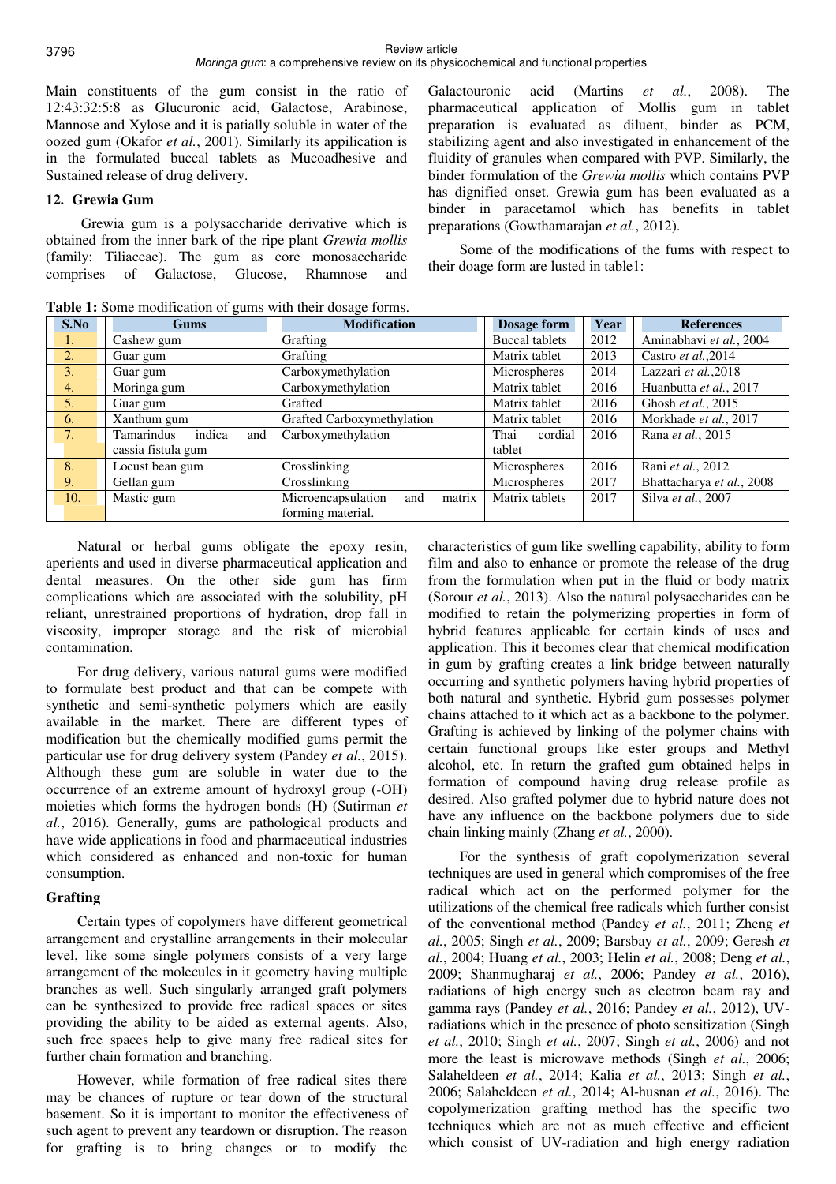Main constituents of the gum consist in the ratio of 12:43:32:5:8 as Glucuronic acid, Galactose, Arabinose, Mannose and Xylose and it is patially soluble in water of the oozed gum (Okafor *et al.*, 2001). Similarly its appilication is in the formulated buccal tablets as Mucoadhesive and Sustained release of drug delivery.

## 12. Grewia Gum

Grewia gum is a polysaccharide derivative which is obtained from the inner bark of the ripe plant *Grewia mollis* (family: Tiliaceae). The gum as core monosaccharide comprises of Galactose, Glucose, Rhamnose and Galactouronic acid (Martins *et al.*, 2008). The pharmaceutical application of Mollis gum in tablet preparation is evaluated as diluent, binder as PCM, stabilizing agent and also investigated in enhancement of the fluidity of granules when compared with PVP. Similarly, the binder formulation of the *Grewia mollis* which contains PVP has dignified onset. Grewia gum has been evaluated as a binder in paracetamol which has benefits in tablet preparations (Gowthamarajan *et al.*, 2012).

Some of the modifications of the fums with respect to their doage form are lusted in table1:

**Table 1:** Some modification of gums with their dosage forms.

| S.No | Gums | Modification | Dosage form | Year | References |
|---|---|---|---|---|---|
| 1. | Cashew gum | Grafting | Buccal tablets | 2012 | Aminabhavi *et al.*, 2004 |
| 2. | Guar gum | Grafting | Matrix tablet | 2013 | Castro *et al.*,2014 |
| 3. | Guar gum | Carboxymethylation | Microspheres | 2014 | Lazzari *et al.*,2018 |
| 4. | Moringa gum | Carboxymethylation | Matrix tablet | 2016 | Huanbutta *et al.*, 2017 |
| 5. | Guar gum | Grafted | Matrix tablet | 2016 | Ghosh *et al.*, 2015 |
| 6. | Xanthum gum | Grafted Carboxymethylation | Matrix tablet | 2016 | Morkhade *et al.*, 2017 |
| 7. | Tamarindus indica and cassia fistula gum | Carboxymethylation | Thai cordial tablet | 2016 | Rana *et al.*, 2015 |
| 8. | Locust bean gum | Crosslinking | Microspheres | 2016 | Rani *et al.*, 2012 |
| 9. | Gellan gum | Crosslinking | Microspheres | 2017 | Bhattacharya *et al.*, 2008 |
| 10. | Mastic gum | Microencapsulation and matrix forming material. | Matrix tablets | 2017 | Silva *et al.*, 2007 |

Natural or herbal gums obligate the epoxy resin, aperients and used in diverse pharmaceutical application and dental measures. On the other side gum has firm complications which are associated with the solubility, pH reliant, unrestrained proportions of hydration, drop fall in viscosity, improper storage and the risk of microbial contamination.

For drug delivery, various natural gums were modified to formulate best product and that can be compete with synthetic and semi-synthetic polymers which are easily available in the market. There are different types of modification but the chemically modified gums permit the particular use for drug delivery system (Pandey *et al.*, 2015). Although these gum are soluble in water due to the occurrence of an extreme amount of hydroxyl group (-OH) moieties which forms the hydrogen bonds (H) (Sutirman *et al.*, 2016). Generally, gums are pathological products and have wide applications in food and pharmaceutical industries which considered as enhanced and non-toxic for human consumption.

### Grafting

Certain types of copolymers have different geometrical arrangement and crystalline arrangements in their molecular level, like some single polymers consists of a very large arrangement of the molecules in it geometry having multiple branches as well. Such singularly arranged graft polymers can be synthesized to provide free radical spaces or sites providing the ability to be aided as external agents. Also, such free spaces help to give many free radical sites for further chain formation and branching.

However, while formation of free radical sites there may be chances of rupture or tear down of the structural basement. So it is important to monitor the effectiveness of such agent to prevent any teardown or disruption. The reason for grafting is to bring changes or to modify the characteristics of gum like swelling capability, ability to form film and also to enhance or promote the release of the drug from the formulation when put in the fluid or body matrix (Sorour *et al.*, 2013). Also the natural polysaccharides can be modified to retain the polymerizing properties in form of hybrid features applicable for certain kinds of uses and application. This it becomes clear that chemical modification in gum by grafting creates a link bridge between naturally occurring and synthetic polymers having hybrid properties of both natural and synthetic. Hybrid gum possesses polymer chains attached to it which act as a backbone to the polymer. Grafting is achieved by linking of the polymer chains with certain functional groups like ester groups and Methyl alcohol, etc. In return the grafted gum obtained helps in formation of compound having drug release profile as desired. Also grafted polymer due to hybrid nature does not have any influence on the backbone polymers due to side chain linking mainly (Zhang *et al.*, 2000).

For the synthesis of graft copolymerization several techniques are used in general which compromises of the free radical which act on the performed polymer for the utilizations of the chemical free radicals which further consist of the conventional method (Pandey *et al.*, 2011; Zheng *et al.*, 2005; Singh *et al.*, 2009; Barsbay *et al.*, 2009; Geresh *et al.*, 2004; Huang *et al.*, 2003; Helin *et al.*, 2008; Deng *et al.*, 2009; Shanmugharaj *et al.*, 2006; Pandey *et al.*, 2016), radiations of high energy such as electron beam ray and gamma rays (Pandey *et al.*, 2016; Pandey *et al.*, 2012), UV-radiations which in the presence of photo sensitization (Singh *et al.*, 2010; Singh *et al.*, 2007; Singh *et al.*, 2006) and not more the least is microwave methods (Singh *et al.*, 2006; Salaheldeen *et al.*, 2014; Kalia *et al.*, 2013; Singh *et al.*, 2006; Salaheldeen *et al.*, 2014; Al-husnan *et al.*, 2016). The copolymerization grafting method has the specific two techniques which are not as much effective and efficient which consist of UV-radiation and high energy radiation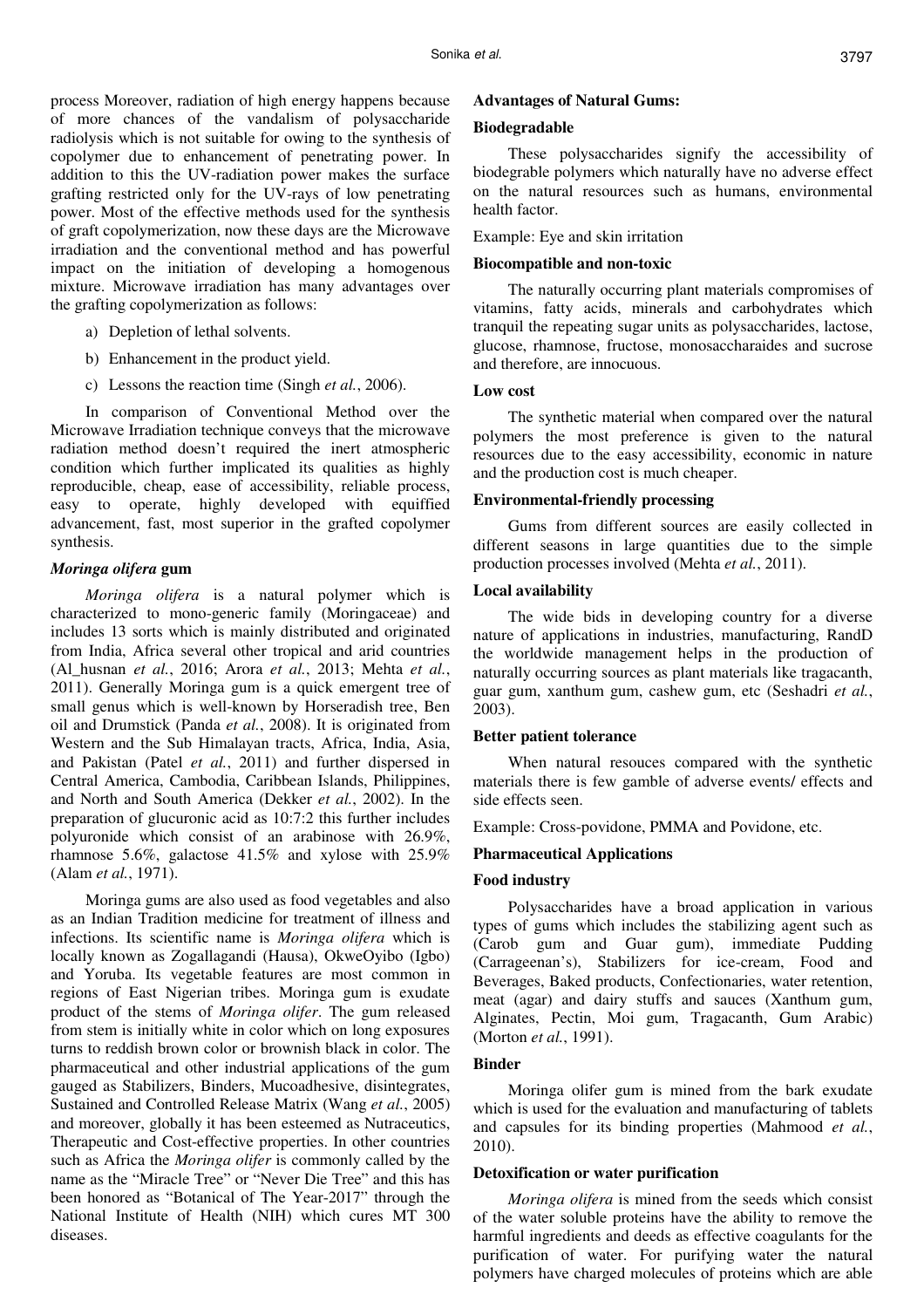process Moreover, radiation of high energy happens because of more chances of the vandalism of polysaccharide radiolysis which is not suitable for owing to the synthesis of copolymer due to enhancement of penetrating power. In addition to this the UV-radiation power makes the surface grafting restricted only for the UV-rays of low penetrating power. Most of the effective methods used for the synthesis of graft copolymerization, now these days are the Microwave irradiation and the conventional method and has powerful impact on the initiation of developing a homogenous mixture. Microwave irradiation has many advantages over the grafting copolymerization as follows:

a) Depletion of lethal solvents.

b) Enhancement in the product yield.

c) Lessons the reaction time (Singh *et al.*, 2006).

In comparison of Conventional Method over the Microwave Irradiation technique conveys that the microwave radiation method doesn't required the inert atmospheric condition which further implicated its qualities as highly reproducible, cheap, ease of accessibility, reliable process, easy to operate, highly developed with equiffied advancement, fast, most superior in the grafted copolymer synthesis.

### *Moringa olifera* gum

*Moringa olifera* is a natural polymer which is characterized to mono-generic family (Moringaceae) and includes 13 sorts which is mainly distributed and originated from India, Africa several other tropical and arid countries (Al_husnan *et al.*, 2016; Arora *et al.*, 2013; Mehta *et al.*, 2011). Generally Moringa gum is a quick emergent tree of small genus which is well-known by Horseradish tree, Ben oil and Drumstick (Panda *et al.*, 2008). It is originated from Western and the Sub Himalayan tracts, Africa, India, Asia, and Pakistan (Patel *et al.*, 2011) and further dispersed in Central America, Cambodia, Caribbean Islands, Philippines, and North and South America (Dekker *et al.*, 2002). In the preparation of glucuronic acid as 10:7:2 this further includes polyuronide which consist of an arabinose with 26.9%, rhamnose 5.6%, galactose 41.5% and xylose with 25.9% (Alam *et al.*, 1971).

Moringa gums are also used as food vegetables and also as an Indian Tradition medicine for treatment of illness and infections. Its scientific name is *Moringa olifera* which is locally known as Zogallagandi (Hausa), OkweOyibo (Igbo) and Yoruba. Its vegetable features are most common in regions of East Nigerian tribes. Moringa gum is exudate product of the stems of *Moringa olifer*. The gum released from stem is initially white in color which on long exposures turns to reddish brown color or brownish black in color. The pharmaceutical and other industrial applications of the gum gauged as Stabilizers, Binders, Mucoadhesive, disintegrates, Sustained and Controlled Release Matrix (Wang *et al.*, 2005) and moreover, globally it has been esteemed as Nutraceutics, Therapeutic and Cost-effective properties. In other countries such as Africa the *Moringa olifer* is commonly called by the name as the "Miracle Tree" or "Never Die Tree" and this has been honored as "Botanical of The Year-2017" through the National Institute of Health (NIH) which cures MT 300 diseases.

### Advantages of Natural Gums:

#### Biodegradable

These polysaccharides signify the accessibility of biodegrable polymers which naturally have no adverse effect on the natural resources such as humans, environmental health factor.

Example: Eye and skin irritation

#### Biocompatible and non-toxic

The naturally occurring plant materials compromises of vitamins, fatty acids, minerals and carbohydrates which tranquil the repeating sugar units as polysaccharides, lactose, glucose, rhamnose, fructose, monosaccharaides and sucrose and therefore, are innocuous.

#### Low cost

The synthetic material when compared over the natural polymers the most preference is given to the natural resources due to the easy accessibility, economic in nature and the production cost is much cheaper.

#### Environmental-friendly processing

Gums from different sources are easily collected in different seasons in large quantities due to the simple production processes involved (Mehta *et al.*, 2011).

#### Local availability

The wide bids in developing country for a diverse nature of applications in industries, manufacturing, RandD the worldwide management helps in the production of naturally occurring sources as plant materials like tragacanth, guar gum, xanthum gum, cashew gum, etc (Seshadri *et al.*, 2003).

#### Better patient tolerance

When natural resouces compared with the synthetic materials there is few gamble of adverse events/ effects and side effects seen.

Example: Cross-povidone, PMMA and Povidone, etc.

### Pharmaceutical Applications

#### Food industry

Polysaccharides have a broad application in various types of gums which includes the stabilizing agent such as (Carob gum and Guar gum), immediate Pudding (Carrageenan's), Stabilizers for ice-cream, Food and Beverages, Baked products, Confectionaries, water retention, meat (agar) and dairy stuffs and sauces (Xanthum gum, Alginates, Pectin, Moi gum, Tragacanth, Gum Arabic) (Morton *et al.*, 1991).

#### Binder

Moringa olifer gum is mined from the bark exudate which is used for the evaluation and manufacturing of tablets and capsules for its binding properties (Mahmood *et al.*, 2010).

#### Detoxification or water purification

*Moringa olifera* is mined from the seeds which consist of the water soluble proteins have the ability to remove the harmful ingredients and deeds as effective coagulants for the purification of water. For purifying water the natural polymers have charged molecules of proteins which are able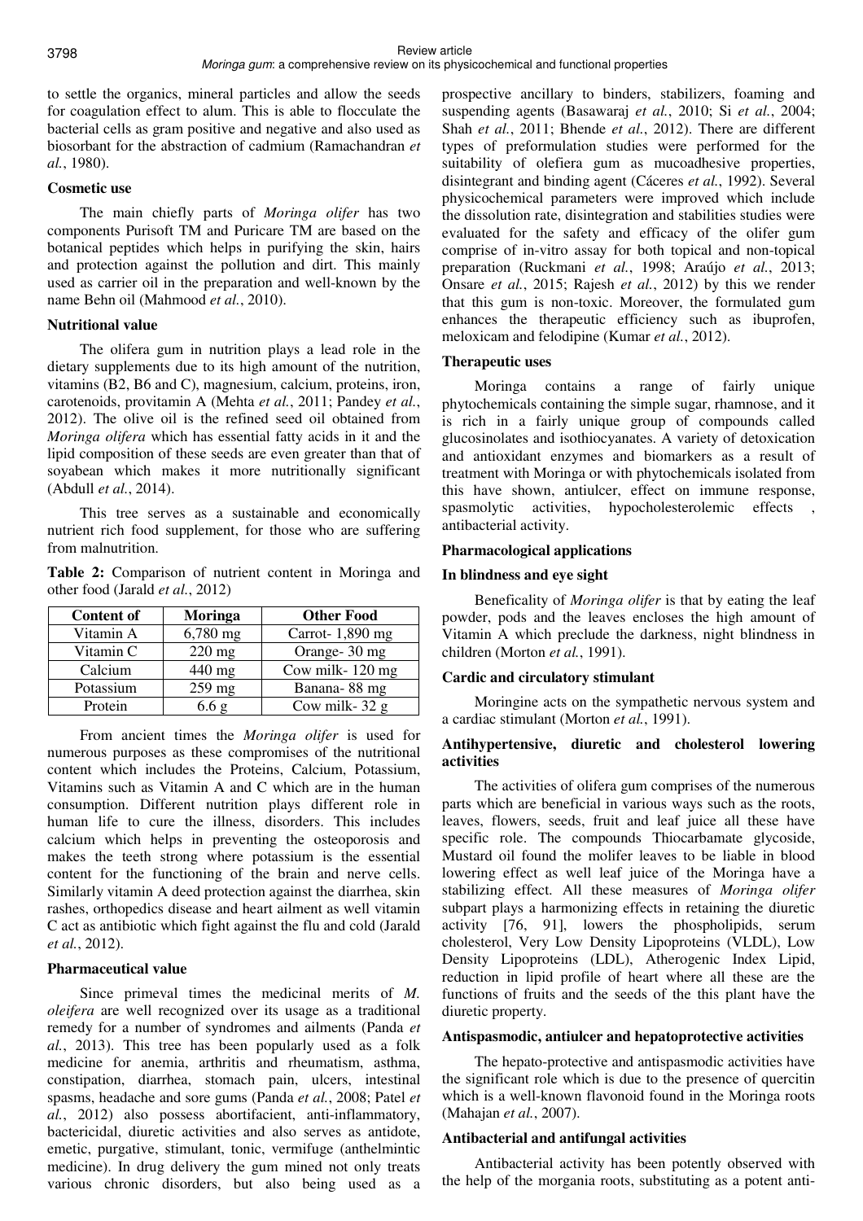to settle the organics, mineral particles and allow the seeds for coagulation effect to alum. This is able to flocculate the bacterial cells as gram positive and negative and also used as biosorbant for the abstraction of cadmium (Ramachandran *et al.*, 1980).

### Cosmetic use

The main chiefly parts of *Moringa olifer* has two components Purisoft TM and Puricare TM are based on the botanical peptides which helps in purifying the skin, hairs and protection against the pollution and dirt. This mainly used as carrier oil in the preparation and well-known by the name Behn oil (Mahmood *et al.*, 2010).

### Nutritional value

The olifera gum in nutrition plays a lead role in the dietary supplements due to its high amount of the nutrition, vitamins (B2, B6 and C), magnesium, calcium, proteins, iron, carotenoids, provitamin A (Mehta *et al.*, 2011; Pandey *et al.*, 2012). The olive oil is the refined seed oil obtained from *Moringa olifera* which has essential fatty acids in it and the lipid composition of these seeds are even greater than that of soyabean which makes it more nutritionally significant (Abdull *et al.*, 2014).

This tree serves as a sustainable and economically nutrient rich food supplement, for those who are suffering from malnutrition.

**Table 2:** Comparison of nutrient content in Moringa and other food (Jarald *et al.*, 2012)

| Content of | Moringa | Other Food |
|---|---|---|
| Vitamin A | 6,780 mg | Carrot- 1,890 mg |
| Vitamin C | 220 mg | Orange- 30 mg |
| Calcium | 440 mg | Cow milk- 120 mg |
| Potassium | 259 mg | Banana- 88 mg |
| Protein | 6.6 g | Cow milk- 32 g |

From ancient times the *Moringa olifer* is used for numerous purposes as these compromises of the nutritional content which includes the Proteins, Calcium, Potassium, Vitamins such as Vitamin A and C which are in the human consumption. Different nutrition plays different role in human life to cure the illness, disorders. This includes calcium which helps in preventing the osteoporosis and makes the teeth strong where potassium is the essential content for the functioning of the brain and nerve cells. Similarly vitamin A deed protection against the diarrhea, skin rashes, orthopedics disease and heart ailment as well vitamin C act as antibiotic which fight against the flu and cold (Jarald *et al.*, 2012).

### Pharmaceutical value

Since primeval times the medicinal merits of *M. oleifera* are well recognized over its usage as a traditional remedy for a number of syndromes and ailments (Panda *et al.*, 2013). This tree has been popularly used as a folk medicine for anemia, arthritis and rheumatism, asthma, constipation, diarrhea, stomach pain, ulcers, intestinal spasms, headache and sore gums (Panda *et al.*, 2008; Patel *et al.*, 2012) also possess abortifacient, anti-inflammatory, bactericidal, diuretic activities and also serves as antidote, emetic, purgative, stimulant, tonic, vermifuge (anthelmintic medicine). In drug delivery the gum mined not only treats various chronic disorders, but also being used as a prospective ancillary to binders, stabilizers, foaming and suspending agents (Basawaraj *et al.*, 2010; Si *et al.*, 2004; Shah *et al.*, 2011; Bhende *et al.*, 2012). There are different types of preformulation studies were performed for the suitability of olefiera gum as mucoadhesive properties, disintegrant and binding agent (Cáceres *et al.*, 1992). Several physicochemical parameters were improved which include the dissolution rate, disintegration and stabilities studies were evaluated for the safety and efficacy of the olifer gum comprise of in-vitro assay for both topical and non-topical preparation (Ruckmani *et al.*, 1998; Araújo *et al.*, 2013; Onsare *et al.*, 2015; Rajesh *et al.*, 2012) by this we render that this gum is non-toxic. Moreover, the formulated gum enhances the therapeutic efficiency such as ibuprofen, meloxicam and felodipine (Kumar *et al.*, 2012).

### Therapeutic uses

Moringa contains a range of fairly unique phytochemicals containing the simple sugar, rhamnose, and it is rich in a fairly unique group of compounds called glucosinolates and isothiocyanates. A variety of detoxication and antioxidant enzymes and biomarkers as a result of treatment with Moringa or with phytochemicals isolated from this have shown, antiulcer, effect on immune response, spasmolytic activities, hypocholesterolemic effects , antibacterial activity.

### Pharmacological applications

#### In blindness and eye sight

Beneficality of *Moringa olifer* is that by eating the leaf powder, pods and the leaves encloses the high amount of Vitamin A which preclude the darkness, night blindness in children (Morton *et al.*, 1991).

#### Cardic and circulatory stimulant

Moringine acts on the sympathetic nervous system and a cardiac stimulant (Morton *et al.*, 1991).

#### Antihypertensive, diuretic and cholesterol lowering activities

The activities of olifera gum comprises of the numerous parts which are beneficial in various ways such as the roots, leaves, flowers, seeds, fruit and leaf juice all these have specific role. The compounds Thiocarbamate glycoside, Mustard oil found the molifer leaves to be liable in blood lowering effect as well leaf juice of the Moringa have a stabilizing effect. All these measures of *Moringa olifer* subpart plays a harmonizing effects in retaining the diuretic activity [76, 91], lowers the phospholipids, serum cholesterol, Very Low Density Lipoproteins (VLDL), Low Density Lipoproteins (LDL), Atherogenic Index Lipid, reduction in lipid profile of heart where all these are the functions of fruits and the seeds of the this plant have the diuretic property.

#### Antispasmodic, antiulcer and hepatoprotective activities

The hepato-protective and antispasmodic activities have the significant role which is due to the presence of quercitin which is a well-known flavonoid found in the Moringa roots (Mahajan *et al.*, 2007).

#### Antibacterial and antifungal activities

Antibacterial activity has been potently observed with the help of the morgania roots, substituting as a potent anti-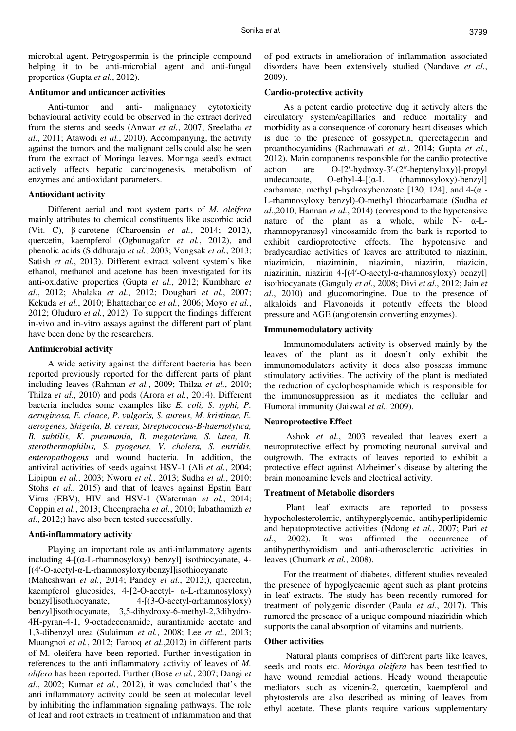microbial agent. Petrygospermin is the principle compound helping it to be anti-microbial agent and anti-fungal properties (Gupta *et al.*, 2012).

**Antitumor and anticancer activities**

Anti-tumor and anti- malignancy cytotoxicity behavioural activity could be observed in the extract derived from the stems and seeds (Anwar *et al.*, 2007; Sreelatha *et al.*, 2011; Atawodi *et al.*, 2010). Accompanying, the activity against the tumors and the malignant cells could also be seen from the extract of Moringa leaves. Moringa seed's extract actively affects hepatic carcinogenesis, metabolism of enzymes and antioxidant parameters.

**Antioxidant activity**

Different aerial and root system parts of *M. oleifera* mainly attributes to chemical constituents like ascorbic acid (Vit. C), β-carotene (Charoensin *et al.*, 2014; 2012), quercetin, kaempferol (Ogbunugafor *et al.*, 2012), and phenolic acids (Siddhuraju *et al.*, 2003; Vongsak *et al.*, 2013; Satish *et al.*, 2013). Different extract solvent system's like ethanol, methanol and acetone has been investigated for its anti-oxidative properties (Gupta *et al.*, 2012; Kumbhare *et al.*, 2012; Abalaka *et al.*, 2012; Doughari *et al.*, 2007; Kekuda *et al.*, 2010; Bhattacharjee *et al.*, 2006; Moyo *et al.*, 2012; Oluduro *et al.*, 2012). To support the findings different in-vivo and in-vitro assays against the different part of plant have been done by the researchers.

**Antimicrobial activity**

A wide activity against the different bacteria has been reported previously reported for the different parts of plant including leaves (Rahman *et al.*, 2009; Thilza *et al.*, 2010; Thilza *et al.*, 2010) and pods (Arora *et al.*, 2014). Different bacteria includes some examples like *E. coli, S. typhi, P. aeruginosa, E. cloace, P. vulgaris, S. aureus, M. kristinae, E. aerogenes, Shigella, B. cereus, Streptococcus-B-haemolytica, B. subtilis, K. pneumonia, B. megaterium, S. lutea, B. sterothermophilus, S. pyogenes, V. cholera, S. entridis, enteropathogens* and wound bacteria. In addition, the antiviral activities of seeds against HSV-1 (Ali *et al.*, 2004; Lipipun *et al.*, 2003; Nworu *et al.*, 2013; Sudha *et al.*, 2010; Stohs *et al.*, 2015) and that of leaves against Epstin Barr Virus (EBV), HIV and HSV-1 (Waterman *et al.*, 2014; Coppin *et al.*, 2013; Cheenpracha *et al.*, 2010; Inbathamizh *et al.*, 2012;) have also been tested successfully.

**Anti-inflammatory activity**

Playing an important role as anti-inflammatory agents including 4-[(α-L-rhamnosyloxy) benzyl] isothiocyanate, 4-[(4′-O-acetyl-α-L-rhamnosyloxy)benzyl]isothiocyanate (Maheshwari *et al.*, 2014; Pandey *et al.*, 2012;), quercetin, kaempferol glucosides, 4-[2-O-acetyl- α-L-rhamnosyloxy) benzyl]isothiocyanate, 4-[(3-O-acetyl-αrhamnosyloxy) benzyl]isothiocyanate, 3,5-dihydroxy-6-methyl-2,3dihydro-4H-pyran-4-1, 9-octadecenamide, aurantiamide acetate and 1,3-dibenzyl urea (Sulaiman *et al.*, 2008; Lee *et al.*, 2013; Muangnoi *et al.*, 2012; Farooq *et al.*,2012) in different parts of M. oleifera have been reported. Further investigation in references to the anti inflammatory activity of leaves of *M. olifera* has been reported. Further (Bose *et al.*, 2007; Dangi *et al.*, 2002; Kumar *et al.*, 2012), it was concluded that's the anti inflammatory activity could be seen at molecular level by inhibiting the inflammation signaling pathways. The role of leaf and root extracts in treatment of inflammation and that of pod extracts in amelioration of inflammation associated disorders have been extensively studied (Nandave *et al.*, 2009).

**Cardio-protective activity**

As a potent cardio protective dug it actively alters the circulatory system/capillaries and reduce mortality and morbidity as a consequence of coronary heart diseases which is due to the presence of gossypetin, quercetagenin and proanthocyanidins (Rachmawati *et al.*, 2014; Gupta *et al.*, 2012). Main components responsible for the cardio protective action are O-[2′-hydroxy-3′-(2″-heptenyloxy)]-propyl undecanoate, O-ethyl-4-[(α-L (rhamnosyloxy)-benzyl] carbamate, methyl p-hydroxybenzoate [130, 124], and 4-(α - L-rhamnosyloxy benzyl)-O-methyl thiocarbamate (Sudha *et al.*,2010; Hannan *et al.*, 2014) (correspond to the hypotensive nature of the plant as a whole, while N- α-L-rhamnopyranosyl vincosamide from the bark is reported to exhibit cardioprotective effects. The hypotensive and bradycardiac activities of leaves are attributed to niazinin, niazimicin, niaziminin, niazimin, niazirin, niazicin, niazirinin, niazirin 4-[(4′-O-acetyl-α-rhamnosyloxy) benzyl] isothiocyanate (Ganguly *et al.*, 2008; Divi *et al.*, 2012; Jain *et al.*, 2010) and glucomoringine. Due to the presence of alkaloids and Flavonoids it potently effects the blood pressure and AGE (angiotensin converting enzymes).

**Immunomodulatory activity**

Immunomodulaters activity is observed mainly by the leaves of the plant as it doesn't only exhibit the immunomodulaters activity it does also possess immune stimulatory activities. The activity of the plant is mediated the reduction of cyclophosphamide which is responsible for the immunosuppression as it mediates the cellular and Humoral immunity (Jaiswal *et al.*, 2009).

**Neuroprotective Effect**

Ashok *et al.*, 2003 revealed that leaves exert a neuroprotective effect by promoting neuronal survival and outgrowth. The extracts of leaves reported to exhibit a protective effect against Alzheimer's disease by altering the brain monoamine levels and electrical activity.

**Treatment of Metabolic disorders**

Plant leaf extracts are reported to possess hypocholesterolemic, antihyperglycemic, antihyperlipidemic and hepatoprotective activities (Ndong *et al.*, 2007; Pari *et al.*, 2002). It was affirmed the occurrence of antihyperthyroidism and anti-atherosclerotic activities in leaves (Chumark *et al.*, 2008).

For the treatment of diabetes, different studies revealed the presence of hypoglycaemic agent such as plant proteins in leaf extracts. The study has been recently rumored for treatment of polygenic disorder (Paula *et al.*, 2017). This rumored the presence of a unique compound niaziridin which supports the canal absorption of vitamins and nutrients.

**Other activities**

Natural plants comprises of different parts like leaves, seeds and roots etc. *Moringa oleifera* has been testified to have wound remedial actions. Heady wound therapeutic mediators such as vicenin-2, quercetin, kaempferol and phytosterols are also described as mining of leaves from ethyl acetate. These plants require various supplementary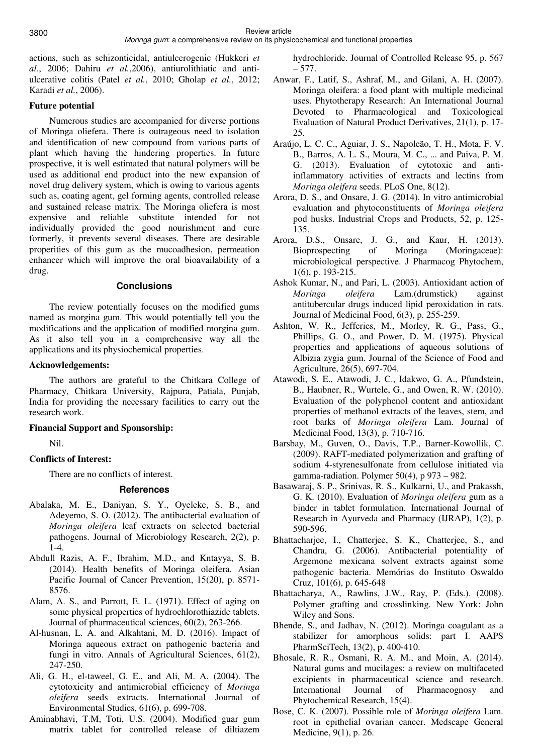actions, such as schizonticidal, antiulcerogenic (Hukkeri *et al.*, 2006; Dahiru *et al.*,2006), antiurolithiatic and anti-ulcerative colitis (Patel *et al.*, 2010; Gholap *et al.*, 2012; Karadi *et al.*, 2006).

**Future potential**

Numerous studies are accompanied for diverse portions of Moringa oliefera. There is outrageous need to isolation and identification of new compound from various parts of plant which having the hindering properties. In future prospective, it is well estimated that natural polymers will be used as additional end product into the new expansion of novel drug delivery system, which is owing to various agents such as, coating agent, gel forming agents, controlled release and sustained release matrix. The Moringa oliefera is most expensive and reliable substitute intended for not individually provided the good nourishment and cure formerly, it prevents several diseases. There are desirable properities of this gum as the mucoadhesion, permeation enhancer which will improve the oral bioavailability of a drug.

## Conclusions

The review potentially focuses on the modified gums named as morgina gum. This would potentially tell you the modifications and the application of modified morgina gum. As it also tell you in a comprehensive way all the applications and its physiochemical properties.

**Acknowledgements:**

The authors are grateful to the Chitkara College of Pharmacy, Chitkara University, Rajpura, Patiala, Punjab, India for providing the necessary facilities to carry out the research work.

**Financial Support and Sponsorship:**

Nil.

**Conflicts of Interest:**

There are no conflicts of interest.

## References

Abalaka, M. E., Daniyan, S. Y., Oyeleke, S. B., and Adeyemo, S. O. (2012). The antibacterial evaluation of *Moringa oleifera* leaf extracts on selected bacterial pathogens. Journal of Microbiology Research, 2(2), p. 1-4.

Abdull Razis, A. F., Ibrahim, M.D., and Kntayya, S. B. (2014). Health benefits of Moringa oleifera. Asian Pacific Journal of Cancer Prevention, 15(20), p. 8571-8576.

Alam, A. S., and Parrott, E. L. (1971). Effect of aging on some physical properties of hydrochlorothiazide tablets. Journal of pharmaceutical sciences, 60(2), 263-266.

Al-husnan, L. A. and Alkahtani, M. D. (2016). Impact of Moringa aqueous extract on pathogenic bacteria and fungi in vitro. Annals of Agricultural Sciences, 61(2), 247-250.

Ali, G. H., el-taweel, G. E., and Ali, M. A. (2004). The cytotoxicity and antimicrobial efficiency of *Moringa oleifera* seeds extracts. International Journal of Environmental Studies, 61(6), p. 699-708.

Aminabhavi, T.M, Toti, U.S. (2004). Modified guar gum matrix tablet for controlled release of diltiazem hydrochloride. Journal of Controlled Release 95, p. 567 – 577.

Anwar, F., Latif, S., Ashraf, M., and Gilani, A. H. (2007). Moringa oleifera: a food plant with multiple medicinal uses. Phytotherapy Research: An International Journal Devoted to Pharmacological and Toxicological Evaluation of Natural Product Derivatives, 21(1), p. 17-25.

Araújo, L. C. C., Aguiar, J. S., Napoleão, T. H., Mota, F. V. B., Barros, A. L. S., Moura, M. C., ... and Paiva, P. M. G. (2013). Evaluation of cytotoxic and anti-inflammatory activities of extracts and lectins from *Moringa oleifera* seeds. PLoS One, 8(12).

Arora, D. S., and Onsare, J. G. (2014). In vitro antimicrobial evaluation and phytoconstituents of *Moringa oleifera* pod husks. Industrial Crops and Products, 52, p. 125-135.

Arora, D.S., Onsare, J. G., and Kaur, H. (2013). Bioprospecting of Moringa (Moringaceae): microbiological perspective. J Pharmacog Phytochem, 1(6), p. 193-215.

Ashok Kumar, N., and Pari, L. (2003). Antioxidant action of *Moringa oleifera* Lam.(drumstick) against antitubercular drugs induced lipid peroxidation in rats. Journal of Medicinal Food, 6(3), p. 255-259.

Ashton, W. R., Jefferies, M., Morley, R. G., Pass, G., Phillips, G. O., and Power, D. M. (1975). Physical properties and applications of aqueous solutions of Albizia zygia gum. Journal of the Science of Food and Agriculture, 26(5), 697-704.

Atawodi, S. E., Atawodi, J. C., Idakwo, G. A., Pfundstein, B., Haubner, R., Wurtele, G., and Owen, R. W. (2010). Evaluation of the polyphenol content and antioxidant properties of methanol extracts of the leaves, stem, and root barks of *Moringa oleifera* Lam. Journal of Medicinal Food, 13(3), p. 710-716.

Barsbay, M., Guven, O., Davis, T.P., Barner-Kowollik, C. (2009). RAFT-mediated polymerization and grafting of sodium 4-styrenesulfonate from cellulose initiated via gamma-radiation. Polymer 50(4), p 973 – 982.

Basawaraj, S. P., Srinivas, R. S., Kulkarni, U., and Prakassh, G. K. (2010). Evaluation of *Moringa oleifera* gum as a binder in tablet formulation. International Journal of Research in Ayurveda and Pharmacy (IJRAP), 1(2), p. 590-596.

Bhattacharjee, I., Chatterjee, S. K., Chatterjee, S., and Chandra, G. (2006). Antibacterial potentiality of Argemone mexicana solvent extracts against some pathogenic bacteria. Memórias do Instituto Oswaldo Cruz, 101(6), p. 645-648

Bhattacharya, A., Rawlins, J.W., Ray, P. (Eds.). (2008). Polymer grafting and crosslinking. New York: John Wiley and Sons.

Bhende, S., and Jadhav, N. (2012). Moringa coagulant as a stabilizer for amorphous solids: part I. AAPS PharmSciTech, 13(2), p. 400-410.

Bhosale, R. R., Osmani, R. A. M., and Moin, A. (2014). Natural gums and mucilages: a review on multifaceted excipients in pharmaceutical science and research. International Journal of Pharmacognosy and Phytochemical Research, 15(4).

Bose, C. K. (2007). Possible role of *Moringa oleifera* Lam. root in epithelial ovarian cancer. Medscape General Medicine, 9(1), p. 26.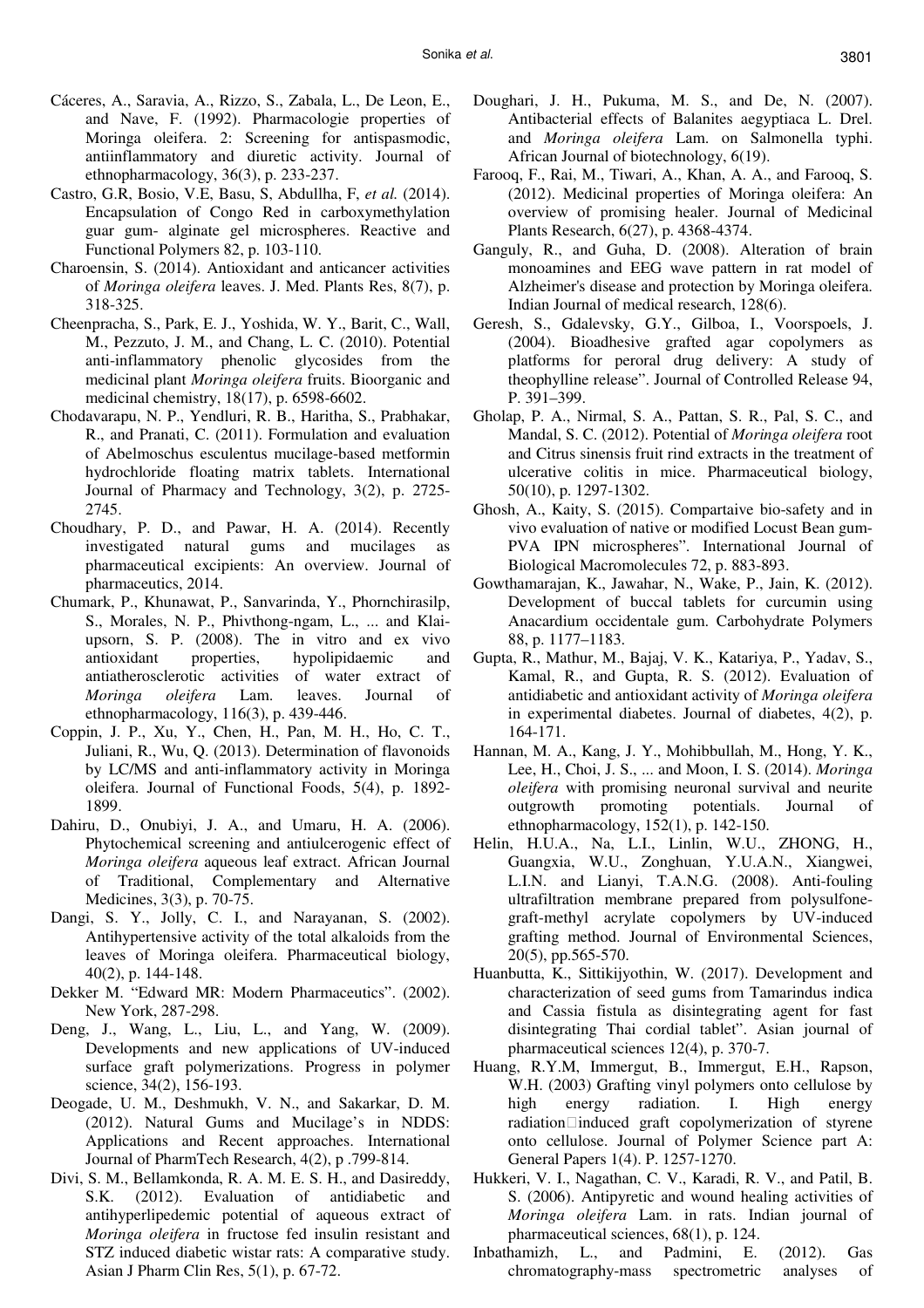Cáceres, A., Saravia, A., Rizzo, S., Zabala, L., De Leon, E., and Nave, F. (1992). Pharmacologie properties of Moringa oleifera. 2: Screening for antispasmodic, antiinflammatory and diuretic activity. Journal of ethnopharmacology, 36(3), p. 233-237.

Castro, G.R, Bosio, V.E, Basu, S, Abdullha, F, *et al.* (2014). Encapsulation of Congo Red in carboxymethylation guar gum- alginate gel microspheres. Reactive and Functional Polymers 82, p. 103-110.

Charoensin, S. (2014). Antioxidant and anticancer activities of *Moringa oleifera* leaves. J. Med. Plants Res, 8(7), p. 318-325.

Cheenpracha, S., Park, E. J., Yoshida, W. Y., Barit, C., Wall, M., Pezzuto, J. M., and Chang, L. C. (2010). Potential anti-inflammatory phenolic glycosides from the medicinal plant *Moringa oleifera* fruits. Bioorganic and medicinal chemistry, 18(17), p. 6598-6602.

Chodavarapu, N. P., Yendluri, R. B., Haritha, S., Prabhakar, R., and Pranati, C. (2011). Formulation and evaluation of Abelmoschus esculentus mucilage-based metformin hydrochloride floating matrix tablets. International Journal of Pharmacy and Technology, 3(2), p. 2725-2745.

Choudhary, P. D., and Pawar, H. A. (2014). Recently investigated natural gums and mucilages as pharmaceutical excipients: An overview. Journal of pharmaceutics, 2014.

Chumark, P., Khunawat, P., Sanvarinda, Y., Phornchirasilp, S., Morales, N. P., Phivthong-ngam, L., ... and Klai-upsorn, S. P. (2008). The in vitro and ex vivo antioxidant properties, hypolipidaemic and antiatherosclerotic activities of water extract of *Moringa oleifera* Lam. leaves. Journal of ethnopharmacology, 116(3), p. 439-446.

Coppin, J. P., Xu, Y., Chen, H., Pan, M. H., Ho, C. T., Juliani, R., Wu, Q. (2013). Determination of flavonoids by LC/MS and anti-inflammatory activity in Moringa oleifera. Journal of Functional Foods, 5(4), p. 1892-1899.

Dahiru, D., Onubiyi, J. A., and Umaru, H. A. (2006). Phytochemical screening and antiulcerogenic effect of *Moringa oleifera* aqueous leaf extract. African Journal of Traditional, Complementary and Alternative Medicines, 3(3), p. 70-75.

Dangi, S. Y., Jolly, C. I., and Narayanan, S. (2002). Antihypertensive activity of the total alkaloids from the leaves of Moringa oleifera. Pharmaceutical biology, 40(2), p. 144-148.

Dekker M. "Edward MR: Modern Pharmaceutics". (2002). New York, 287-298.

Deng, J., Wang, L., Liu, L., and Yang, W. (2009). Developments and new applications of UV-induced surface graft polymerizations. Progress in polymer science, 34(2), 156-193.

Deogade, U. M., Deshmukh, V. N., and Sakarkar, D. M. (2012). Natural Gums and Mucilage's in NDDS: Applications and Recent approaches. International Journal of PharmTech Research, 4(2), p .799-814.

Divi, S. M., Bellamkonda, R. A. M. E. S. H., and Dasireddy, S.K. (2012). Evaluation of antidiabetic and antihyperlipedemic potential of aqueous extract of *Moringa oleifera* in fructose fed insulin resistant and STZ induced diabetic wistar rats: A comparative study. Asian J Pharm Clin Res, 5(1), p. 67-72.

Doughari, J. H., Pukuma, M. S., and De, N. (2007). Antibacterial effects of Balanites aegyptiaca L. Drel. and *Moringa oleifera* Lam. on Salmonella typhi. African Journal of biotechnology, 6(19).

Farooq, F., Rai, M., Tiwari, A., Khan, A. A., and Farooq, S. (2012). Medicinal properties of Moringa oleifera: An overview of promising healer. Journal of Medicinal Plants Research, 6(27), p. 4368-4374.

Ganguly, R., and Guha, D. (2008). Alteration of brain monoamines and EEG wave pattern in rat model of Alzheimer's disease and protection by Moringa oleifera. Indian Journal of medical research, 128(6).

Geresh, S., Gdalevsky, G.Y., Gilboa, I., Voorspoels, J. (2004). Bioadhesive grafted agar copolymers as platforms for peroral drug delivery: A study of theophylline release". Journal of Controlled Release 94, P. 391–399.

Gholap, P. A., Nirmal, S. A., Pattan, S. R., Pal, S. C., and Mandal, S. C. (2012). Potential of *Moringa oleifera* root and Citrus sinensis fruit rind extracts in the treatment of ulcerative colitis in mice. Pharmaceutical biology, 50(10), p. 1297-1302.

Ghosh, A., Kaity, S. (2015). Compartaive bio-safety and in vivo evaluation of native or modified Locust Bean gum-PVA IPN microspheres". International Journal of Biological Macromolecules 72, p. 883-893.

Gowthamarajan, K., Jawahar, N., Wake, P., Jain, K. (2012). Development of buccal tablets for curcumin using Anacardium occidentale gum. Carbohydrate Polymers 88, p. 1177–1183.

Gupta, R., Mathur, M., Bajaj, V. K., Katariya, P., Yadav, S., Kamal, R., and Gupta, R. S. (2012). Evaluation of antidiabetic and antioxidant activity of *Moringa oleifera* in experimental diabetes. Journal of diabetes, 4(2), p. 164-171.

Hannan, M. A., Kang, J. Y., Mohibbullah, M., Hong, Y. K., Lee, H., Choi, J. S., ... and Moon, I. S. (2014). *Moringa oleifera* with promising neuronal survival and neurite outgrowth promoting potentials. Journal of ethnopharmacology, 152(1), p. 142-150.

Helin, H.U.A., Na, L.I., Linlin, W.U., ZHONG, H., Guangxia, W.U., Zonghuan, Y.U.A.N., Xiangwei, L.I.N. and Lianyi, T.A.N.G. (2008). Anti-fouling ultrafiltration membrane prepared from polysulfone-graft-methyl acrylate copolymers by UV-induced grafting method. Journal of Environmental Sciences, 20(5), pp.565-570.

Huanbutta, K., Sittikijyothin, W. (2017). Development and characterization of seed gums from Tamarindus indica and Cassia fistula as disintegrating agent for fast disintegrating Thai cordial tablet". Asian journal of pharmaceutical sciences 12(4), p. 370-7.

Huang, R.Y.M, Immergut, B., Immergut, E.H., Rapson, W.H. (2003) Grafting vinyl polymers onto cellulose by high energy radiation. I. High energy radiation□induced graft copolymerization of styrene onto cellulose. Journal of Polymer Science part A: General Papers 1(4). P. 1257-1270.

Hukkeri, V. I., Nagathan, C. V., Karadi, R. V., and Patil, B. S. (2006). Antipyretic and wound healing activities of *Moringa oleifera* Lam. in rats. Indian journal of pharmaceutical sciences, 68(1), p. 124.

Inbathamizh, L., and Padmini, E. (2012). Gas chromatography-mass spectrometric analyses of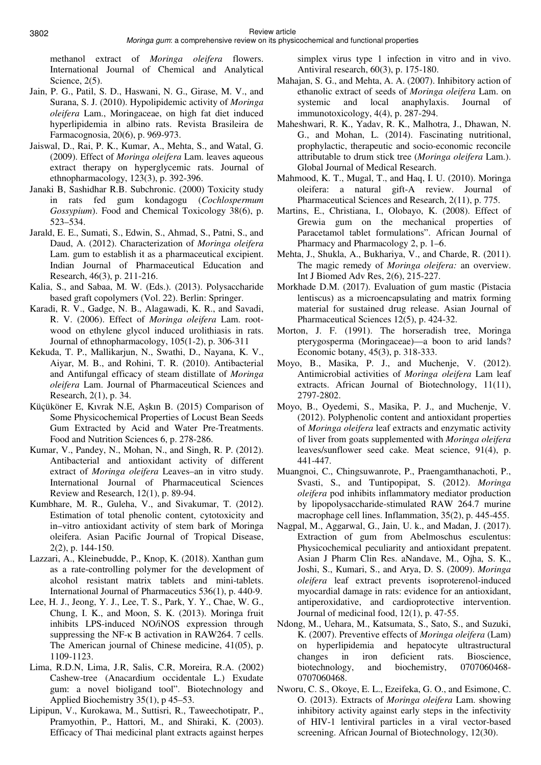methanol extract of *Moringa oleifera* flowers. International Journal of Chemical and Analytical Science, 2(5).

Jain, P. G., Patil, S. D., Haswani, N. G., Girase, M. V., and Surana, S. J. (2010). Hypolipidemic activity of *Moringa oleifera* Lam., Moringaceae, on high fat diet induced hyperlipidemia in albino rats. Revista Brasileira de Farmacognosia, 20(6), p. 969-973.

Jaiswal, D., Rai, P. K., Kumar, A., Mehta, S., and Watal, G. (2009). Effect of *Moringa oleifera* Lam. leaves aqueous extract therapy on hyperglycemic rats. Journal of ethnopharmacology, 123(3), p. 392-396.

Janaki B, Sashidhar R.B. Subchronic. (2000) Toxicity study in rats fed gum kondagogu (*Cochlospermum Gossypium*). Food and Chemical Toxicology 38(6), p. 523–534.

Jarald, E. E., Sumati, S., Edwin, S., Ahmad, S., Patni, S., and Daud, A. (2012). Characterization of *Moringa oleifera* Lam. gum to establish it as a pharmaceutical excipient. Indian Journal of Pharmaceutical Education and Research, 46(3), p. 211-216.

Kalia, S., and Sabaa, M. W. (Eds.). (2013). Polysaccharide based graft copolymers (Vol. 22). Berlin: Springer.

Karadi, R. V., Gadge, N. B., Alagawadi, K. R., and Savadi, R. V. (2006). Effect of *Moringa oleifera* Lam. root-wood on ethylene glycol induced urolithiasis in rats. Journal of ethnopharmacology, 105(1-2), p. 306-311

Kekuda, T. P., Mallikarjun, N., Swathi, D., Nayana, K. V., Aiyar, M. B., and Rohini, T. R. (2010). Antibacterial and Antifungal efficacy of steam distillate of *Moringa oleifera* Lam. Journal of Pharmaceutical Sciences and Research, 2(1), p. 34.

Küçüköner E, Kıvrak N.E, Aşkın B. (2015) Comparison of Some Physicochemical Properties of Locust Bean Seeds Gum Extracted by Acid and Water Pre-Treatments. Food and Nutrition Sciences 6, p. 278-286.

Kumar, V., Pandey, N., Mohan, N., and Singh, R. P. (2012). Antibacterial and antioxidant activity of different extract of *Moringa oleifera* Leaves–an in vitro study. International Journal of Pharmaceutical Sciences Review and Research, 12(1), p. 89-94.

Kumbhare, M. R., Guleha, V., and Sivakumar, T. (2012). Estimation of total phenolic content, cytotoxicity and in–vitro antioxidant activity of stem bark of Moringa oleifera. Asian Pacific Journal of Tropical Disease, 2(2), p. 144-150.

Lazzari, A., Kleinebudde, P., Knop, K. (2018). Xanthan gum as a rate-controlling polymer for the development of alcohol resistant matrix tablets and mini-tablets. International Journal of Pharmaceutics 536(1), p. 440-9.

Lee, H. J., Jeong, Y. J., Lee, T. S., Park, Y. Y., Chae, W. G., Chung, I. K., and Moon, S. K. (2013). Moringa fruit inhibits LPS-induced NO/iNOS expression through suppressing the NF-κ B activation in RAW264. 7 cells. The American journal of Chinese medicine, 41(05), p. 1109-1123.

Lima, R.D.N, Lima, J.R, Salis, C.R, Moreira, R.A. (2002) Cashew-tree (Anacardium occidentale L.) Exudate gum: a novel bioligand tool". Biotechnology and Applied Biochemistry 35(1), p 45–53.

Lipipun, V., Kurokawa, M., Suttisri, R., Taweechotipatr, P., Pramyothin, P., Hattori, M., and Shiraki, K. (2003). Efficacy of Thai medicinal plant extracts against herpes simplex virus type 1 infection in vitro and in vivo. Antiviral research, 60(3), p. 175-180.

Mahajan, S. G., and Mehta, A. A. (2007). Inhibitory action of ethanolic extract of seeds of *Moringa oleifera* Lam. on systemic and local anaphylaxis. Journal of immunotoxicology, 4(4), p. 287-294.

Maheshwari, R. K., Yadav, R. K., Malhotra, J., Dhawan, N. G., and Mohan, L. (2014). Fascinating nutritional, prophylactic, therapeutic and socio-economic reconcile attributable to drum stick tree (*Moringa oleifera* Lam.). Global Journal of Medical Research.

Mahmood, K. T., Mugal, T., and Haq, I. U. (2010). Moringa oleifera: a natural gift-A review. Journal of Pharmaceutical Sciences and Research, 2(11), p. 775.

Martins, E., Christiana, I., Olobayo, K. (2008). Effect of Grewia gum on the mechanical properties of Paracetamol tablet formulations". African Journal of Pharmacy and Pharmacology 2, p. 1–6.

Mehta, J., Shukla, A., Bukhariya, V., and Charde, R. (2011). The magic remedy of *Moringa oleifera:* an overview. Int J Biomed Adv Res, 2(6), 215-227.

Morkhade D.M. (2017). Evaluation of gum mastic (Pistacia lentiscus) as a microencapsulating and matrix forming material for sustained drug release. Asian Journal of Pharmaceutical Sciences 12(5), p. 424-32.

Morton, J. F. (1991). The horseradish tree, Moringa pterygosperma (Moringaceae)—a boon to arid lands? Economic botany, 45(3), p. 318-333.

Moyo, B., Masika, P. J., and Muchenje, V. (2012). Antimicrobial activities of *Moringa oleifera* Lam leaf extracts. African Journal of Biotechnology, 11(11), 2797-2802.

Moyo, B., Oyedemi, S., Masika, P. J., and Muchenje, V. (2012). Polyphenolic content and antioxidant properties of *Moringa oleifera* leaf extracts and enzymatic activity of liver from goats supplemented with *Moringa oleifera* leaves/sunflower seed cake. Meat science, 91(4), p. 441-447.

Muangnoi, C., Chingsuwanrote, P., Praengamthanachoti, P., Svasti, S., and Tuntipopipat, S. (2012). *Moringa oleifera* pod inhibits inflammatory mediator production by lipopolysaccharide-stimulated RAW 264.7 murine macrophage cell lines. Inflammation, 35(2), p. 445-455.

Nagpal, M., Aggarwal, G., Jain, U. k., and Madan, J. (2017). Extraction of gum from Abelmoschus esculentus: Physicochemical peculiarity and antioxidant prepatent. Asian J Pharm Clin Res. aNandave, M., Ojha, S. K., Joshi, S., Kumari, S., and Arya, D. S. (2009). *Moringa oleifera* leaf extract prevents isoproterenol-induced myocardial damage in rats: evidence for an antioxidant, antiperoxidative, and cardioprotective intervention. Journal of medicinal food, 12(1), p. 47-55.

Ndong, M., Uehara, M., Katsumata, S., Sato, S., and Suzuki, K. (2007). Preventive effects of *Moringa oleifera* (Lam) on hyperlipidemia and hepatocyte ultrastructural changes in iron deficient rats. Bioscience, biotechnology, and biochemistry, 0707060468-0707060468.

Nworu, C. S., Okoye, E. L., Ezeifeka, G. O., and Esimone, C. O. (2013). Extracts of *Moringa oleifera* Lam. showing inhibitory activity against early steps in the infectivity of HIV-1 lentiviral particles in a viral vector-based screening. African Journal of Biotechnology, 12(30).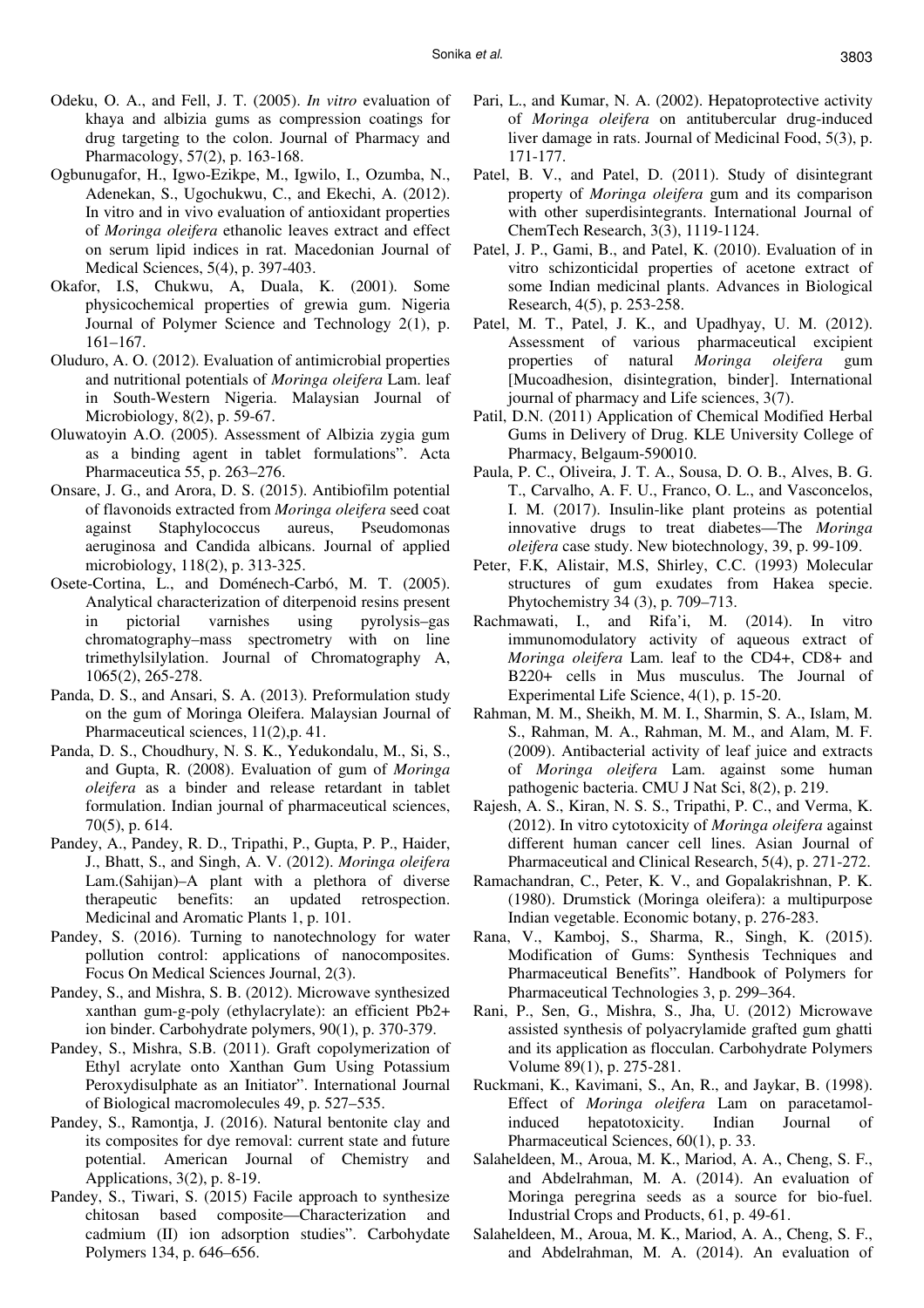Odeku, O. A., and Fell, J. T. (2005). *In vitro* evaluation of khaya and albizia gums as compression coatings for drug targeting to the colon. Journal of Pharmacy and Pharmacology, 57(2), p. 163-168.

Ogbunugafor, H., Igwo-Ezikpe, M., Igwilo, I., Ozumba, N., Adenekan, S., Ugochukwu, C., and Ekechi, A. (2012). In vitro and in vivo evaluation of antioxidant properties of *Moringa oleifera* ethanolic leaves extract and effect on serum lipid indices in rat. Macedonian Journal of Medical Sciences, 5(4), p. 397-403.

Okafor, I.S, Chukwu, A, Duala, K. (2001). Some physicochemical properties of grewia gum. Nigeria Journal of Polymer Science and Technology 2(1), p. 161–167.

Oluduro, A. O. (2012). Evaluation of antimicrobial properties and nutritional potentials of *Moringa oleifera* Lam. leaf in South-Western Nigeria. Malaysian Journal of Microbiology, 8(2), p. 59-67.

Oluwatoyin A.O. (2005). Assessment of Albizia zygia gum as a binding agent in tablet formulations". Acta Pharmaceutica 55, p. 263–276.

Onsare, J. G., and Arora, D. S. (2015). Antibiofilm potential of flavonoids extracted from *Moringa oleifera* seed coat against Staphylococcus aureus, Pseudomonas aeruginosa and Candida albicans. Journal of applied microbiology, 118(2), p. 313-325.

Osete-Cortina, L., and Doménech-Carbó, M. T. (2005). Analytical characterization of diterpenoid resins present in pictorial varnishes using pyrolysis–gas chromatography–mass spectrometry with on line trimethylsilylation. Journal of Chromatography A, 1065(2), 265-278.

Panda, D. S., and Ansari, S. A. (2013). Preformulation study on the gum of Moringa Oleifera. Malaysian Journal of Pharmaceutical sciences, 11(2),p. 41.

Panda, D. S., Choudhury, N. S. K., Yedukondalu, M., Si, S., and Gupta, R. (2008). Evaluation of gum of *Moringa oleifera* as a binder and release retardant in tablet formulation. Indian journal of pharmaceutical sciences, 70(5), p. 614.

Pandey, A., Pandey, R. D., Tripathi, P., Gupta, P. P., Haider, J., Bhatt, S., and Singh, A. V. (2012). *Moringa oleifera* Lam.(Sahijan)–A plant with a plethora of diverse therapeutic benefits: an updated retrospection. Medicinal and Aromatic Plants 1, p. 101.

Pandey, S. (2016). Turning to nanotechnology for water pollution control: applications of nanocomposites. Focus On Medical Sciences Journal, 2(3).

Pandey, S., and Mishra, S. B. (2012). Microwave synthesized xanthan gum-g-poly (ethylacrylate): an efficient Pb2+ ion binder. Carbohydrate polymers, 90(1), p. 370-379.

Pandey, S., Mishra, S.B. (2011). Graft copolymerization of Ethyl acrylate onto Xanthan Gum Using Potassium Peroxydisulphate as an Initiator". International Journal of Biological macromolecules 49, p. 527–535.

Pandey, S., Ramontja, J. (2016). Natural bentonite clay and its composites for dye removal: current state and future potential. American Journal of Chemistry and Applications, 3(2), p. 8-19.

Pandey, S., Tiwari, S. (2015) Facile approach to synthesize chitosan based composite—Characterization and cadmium (II) ion adsorption studies". Carbohydate Polymers 134, p. 646–656.

Pari, L., and Kumar, N. A. (2002). Hepatoprotective activity of *Moringa oleifera* on antitubercular drug-induced liver damage in rats. Journal of Medicinal Food, 5(3), p. 171-177.

Patel, B. V., and Patel, D. (2011). Study of disintegrant property of *Moringa oleifera* gum and its comparison with other superdisintegrants. International Journal of ChemTech Research, 3(3), 1119-1124.

Patel, J. P., Gami, B., and Patel, K. (2010). Evaluation of in vitro schizonticidal properties of acetone extract of some Indian medicinal plants. Advances in Biological Research, 4(5), p. 253-258.

Patel, M. T., Patel, J. K., and Upadhyay, U. M. (2012). Assessment of various pharmaceutical excipient properties of natural *Moringa oleifera* gum [Mucoadhesion, disintegration, binder]. International journal of pharmacy and Life sciences, 3(7).

Patil, D.N. (2011) Application of Chemical Modified Herbal Gums in Delivery of Drug. KLE University College of Pharmacy, Belgaum-590010.

Paula, P. C., Oliveira, J. T. A., Sousa, D. O. B., Alves, B. G. T., Carvalho, A. F. U., Franco, O. L., and Vasconcelos, I. M. (2017). Insulin-like plant proteins as potential innovative drugs to treat diabetes—The *Moringa oleifera* case study. New biotechnology, 39, p. 99-109.

Peter, F.K, Alistair, M.S, Shirley, C.C. (1993) Molecular structures of gum exudates from Hakea specie. Phytochemistry 34 (3), p. 709–713.

Rachmawati, I., and Rifa'i, M. (2014). In vitro immunomodulatory activity of aqueous extract of *Moringa oleifera* Lam. leaf to the CD4+, CD8+ and B220+ cells in Mus musculus. The Journal of Experimental Life Science, 4(1), p. 15-20.

Rahman, M. M., Sheikh, M. M. I., Sharmin, S. A., Islam, M. S., Rahman, M. A., Rahman, M. M., and Alam, M. F. (2009). Antibacterial activity of leaf juice and extracts of *Moringa oleifera* Lam. against some human pathogenic bacteria. CMU J Nat Sci, 8(2), p. 219.

Rajesh, A. S., Kiran, N. S. S., Tripathi, P. C., and Verma, K. (2012). In vitro cytotoxicity of *Moringa oleifera* against different human cancer cell lines. Asian Journal of Pharmaceutical and Clinical Research, 5(4), p. 271-272.

Ramachandran, C., Peter, K. V., and Gopalakrishnan, P. K. (1980). Drumstick (Moringa oleifera): a multipurpose Indian vegetable. Economic botany, p. 276-283.

Rana, V., Kamboj, S., Sharma, R., Singh, K. (2015). Modification of Gums: Synthesis Techniques and Pharmaceutical Benefits". Handbook of Polymers for Pharmaceutical Technologies 3, p. 299–364.

Rani, P., Sen, G., Mishra, S., Jha, U. (2012) Microwave assisted synthesis of polyacrylamide grafted gum ghatti and its application as flocculan. Carbohydrate Polymers Volume 89(1), p. 275-281.

Ruckmani, K., Kavimani, S., An, R., and Jaykar, B. (1998). Effect of *Moringa oleifera* Lam on paracetamol-induced hepatotoxicity. Indian Journal of Pharmaceutical Sciences, 60(1), p. 33.

Salaheldeen, M., Aroua, M. K., Mariod, A. A., Cheng, S. F., and Abdelrahman, M. A. (2014). An evaluation of Moringa peregrina seeds as a source for bio-fuel. Industrial Crops and Products, 61, p. 49-61.

Salaheldeen, M., Aroua, M. K., Mariod, A. A., Cheng, S. F., and Abdelrahman, M. A. (2014). An evaluation of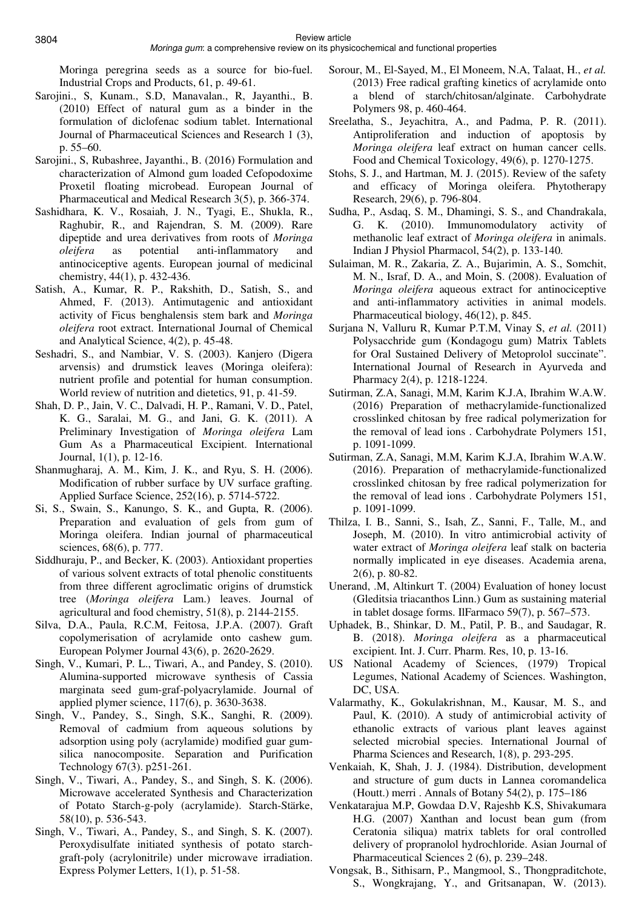Moringa peregrina seeds as a source for bio-fuel. Industrial Crops and Products, 61, p. 49-61.

Sarojini., S, Kunam., S.D, Manavalan., R, Jayanthi., B. (2010) Effect of natural gum as a binder in the formulation of diclofenac sodium tablet. International Journal of Pharmaceutical Sciences and Research 1 (3), p. 55–60.

Sarojini., S, Rubashree, Jayanthi., B. (2016) Formulation and characterization of Almond gum loaded Cefopodoxime Proxetil floating microbead. European Journal of Pharmaceutical and Medical Research 3(5), p. 366-374.

Sashidhara, K. V., Rosaiah, J. N., Tyagi, E., Shukla, R., Raghubir, R., and Rajendran, S. M. (2009). Rare dipeptide and urea derivatives from roots of *Moringa oleifera* as potential anti-inflammatory and antinociceptive agents. European journal of medicinal chemistry, 44(1), p. 432-436.

Satish, A., Kumar, R. P., Rakshith, D., Satish, S., and Ahmed, F. (2013). Antimutagenic and antioxidant activity of Ficus benghalensis stem bark and *Moringa oleifera* root extract. International Journal of Chemical and Analytical Science, 4(2), p. 45-48.

Seshadri, S., and Nambiar, V. S. (2003). Kanjero (Digera arvensis) and drumstick leaves (Moringa oleifera): nutrient profile and potential for human consumption. World review of nutrition and dietetics, 91, p. 41-59.

Shah, D. P., Jain, V. C., Dalvadi, H. P., Ramani, V. D., Patel, K. G., Saralai, M. G., and Jani, G. K. (2011). A Preliminary Investigation of *Moringa oleifera* Lam Gum As a Pharmaceutical Excipient. International Journal, 1(1), p. 12-16.

Shanmugharaj, A. M., Kim, J. K., and Ryu, S. H. (2006). Modification of rubber surface by UV surface grafting. Applied Surface Science, 252(16), p. 5714-5722.

Si, S., Swain, S., Kanungo, S. K., and Gupta, R. (2006). Preparation and evaluation of gels from gum of Moringa oleifera. Indian journal of pharmaceutical sciences, 68(6), p. 777.

Siddhuraju, P., and Becker, K. (2003). Antioxidant properties of various solvent extracts of total phenolic constituents from three different agroclimatic origins of drumstick tree (*Moringa oleifera* Lam.) leaves. Journal of agricultural and food chemistry, 51(8), p. 2144-2155.

Silva, D.A., Paula, R.C.M, Feitosa, J.P.A. (2007). Graft copolymerisation of acrylamide onto cashew gum. European Polymer Journal 43(6), p. 2620-2629.

Singh, V., Kumari, P. L., Tiwari, A., and Pandey, S. (2010). Alumina-supported microwave synthesis of Cassia marginata seed gum-graf-polyacrylamide. Journal of applied plymer science, 117(6), p. 3630-3638.

Singh, V., Pandey, S., Singh, S.K., Sanghi, R. (2009). Removal of cadmium from aqueous solutions by adsorption using poly (acrylamide) modified guar gum-silica nanocomposite. Separation and Purification Technology 67(3). p251-261.

Singh, V., Tiwari, A., Pandey, S., and Singh, S. K. (2006). Microwave accelerated Synthesis and Characterization of Potato Starch-g-poly (acrylamide). Starch-Stärke, 58(10), p. 536-543.

Singh, V., Tiwari, A., Pandey, S., and Singh, S. K. (2007). Peroxydisulfate initiated synthesis of potato starch-graft-poly (acrylonitrile) under microwave irradiation. Express Polymer Letters, 1(1), p. 51-58.

Sorour, M., El-Sayed, M., El Moneem, N.A, Talaat, H., *et al.* (2013) Free radical grafting kinetics of acrylamide onto a blend of starch/chitosan/alginate. Carbohydrate Polymers 98, p. 460-464.

Sreelatha, S., Jeyachitra, A., and Padma, P. R. (2011). Antiproliferation and induction of apoptosis by *Moringa oleifera* leaf extract on human cancer cells. Food and Chemical Toxicology, 49(6), p. 1270-1275.

Stohs, S. J., and Hartman, M. J. (2015). Review of the safety and efficacy of Moringa oleifera. Phytotherapy Research, 29(6), p. 796-804.

Sudha, P., Asdaq, S. M., Dhamingi, S. S., and Chandrakala, G. K. (2010). Immunomodulatory activity of methanolic leaf extract of *Moringa oleifera* in animals. Indian J Physiol Pharmacol, 54(2), p. 133-140.

Sulaiman, M. R., Zakaria, Z. A., Bujarimin, A. S., Somchit, M. N., Israf, D. A., and Moin, S. (2008). Evaluation of *Moringa oleifera* aqueous extract for antinociceptive and anti-inflammatory activities in animal models. Pharmaceutical biology, 46(12), p. 845.

Surjana N, Valluru R, Kumar P.T.M, Vinay S, *et al.* (2011) Polysacchride gum (Kondagogu gum) Matrix Tablets for Oral Sustained Delivery of Metoprolol succinate". International Journal of Research in Ayurveda and Pharmacy 2(4), p. 1218-1224.

Sutirman, Z.A, Sanagi, M.M, Karim K.J.A, Ibrahim W.A.W. (2016) Preparation of methacrylamide-functionalized crosslinked chitosan by free radical polymerization for the removal of lead ions . Carbohydrate Polymers 151, p. 1091-1099.

Sutirman, Z.A, Sanagi, M.M, Karim K.J.A, Ibrahim W.A.W. (2016). Preparation of methacrylamide-functionalized crosslinked chitosan by free radical polymerization for the removal of lead ions . Carbohydrate Polymers 151, p. 1091-1099.

Thilza, I. B., Sanni, S., Isah, Z., Sanni, F., Talle, M., and Joseph, M. (2010). In vitro antimicrobial activity of water extract of *Moringa oleifera* leaf stalk on bacteria normally implicated in eye diseases. Academia arena, 2(6), p. 80-82.

Unerand, .M, Altinkurt T. (2004) Evaluation of honey locust (Gleditsia triacanthos Linn.) Gum as sustaining material in tablet dosage forms. IlFarmaco 59(7), p. 567–573.

Uphadek, B., Shinkar, D. M., Patil, P. B., and Saudagar, R. B. (2018). *Moringa oleifera* as a pharmaceutical excipient. Int. J. Curr. Pharm. Res, 10, p. 13-16.

US National Academy of Sciences, (1979) Tropical Legumes, National Academy of Sciences. Washington, DC, USA.

Valarmathy, K., Gokulakrishnan, M., Kausar, M. S., and Paul, K. (2010). A study of antimicrobial activity of ethanolic extracts of various plant leaves against selected microbial species. International Journal of Pharma Sciences and Research, 1(8), p. 293-295.

Venkaiah, K, Shah, J. J. (1984). Distribution, development and structure of gum ducts in Lannea coromandelica (Houtt.) merri . Annals of Botany 54(2), p. 175–186

Venkatarajua M.P, Gowdaa D.V, Rajeshb K.S, Shivakumara H.G. (2007) Xanthan and locust bean gum (from Ceratonia siliqua) matrix tablets for oral controlled delivery of propranolol hydrochloride. Asian Journal of Pharmaceutical Sciences 2 (6), p. 239–248.

Vongsak, B., Sithisarn, P., Mangmool, S., Thongpraditchote, S., Wongkrajang, Y., and Gritsanapan, W. (2013).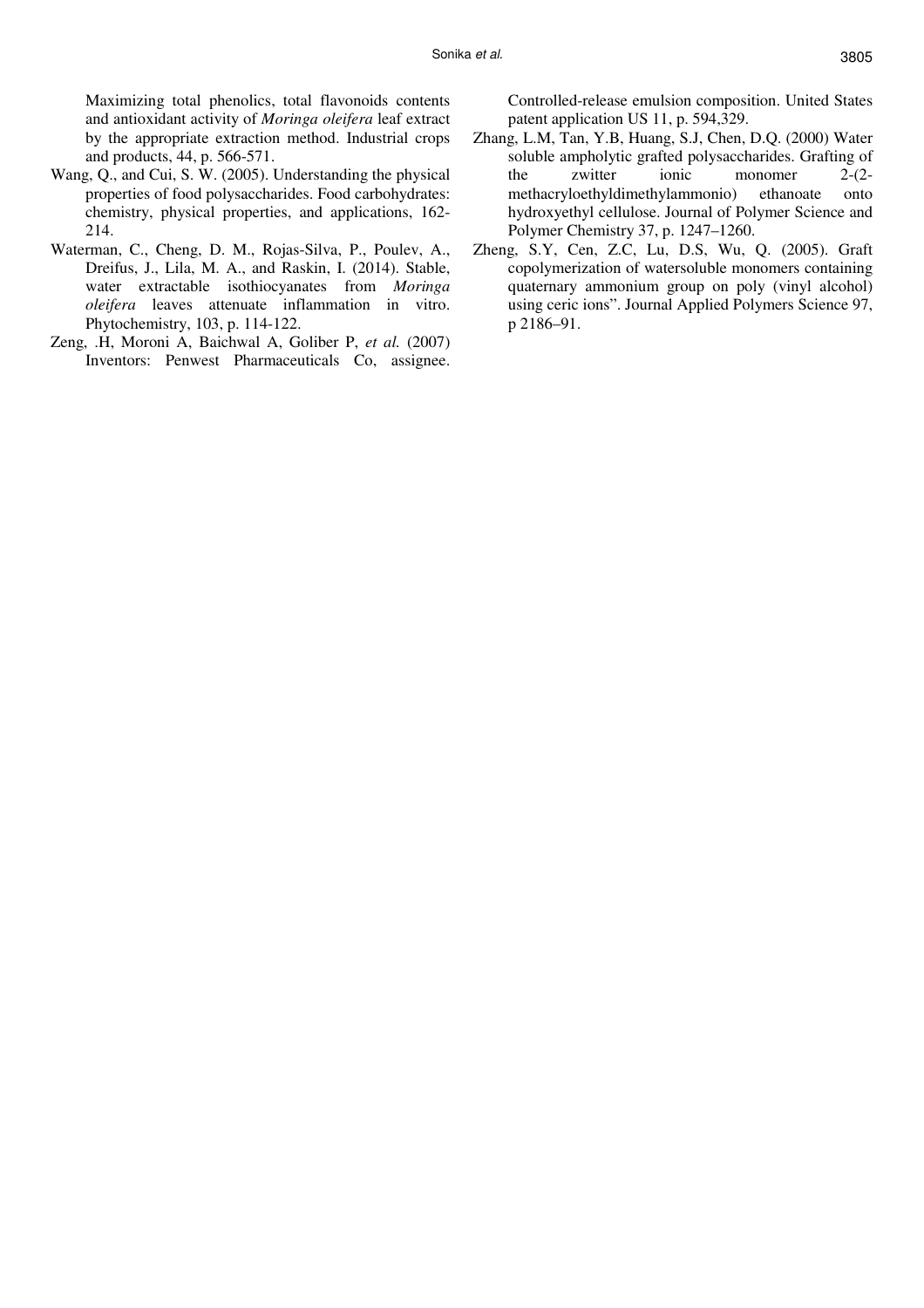Maximizing total phenolics, total flavonoids contents and antioxidant activity of *Moringa oleifera* leaf extract by the appropriate extraction method. Industrial crops and products, 44, p. 566-571.

Wang, Q., and Cui, S. W. (2005). Understanding the physical properties of food polysaccharides. Food carbohydrates: chemistry, physical properties, and applications, 162-214.

Waterman, C., Cheng, D. M., Rojas-Silva, P., Poulev, A., Dreifus, J., Lila, M. A., and Raskin, I. (2014). Stable, water extractable isothiocyanates from *Moringa oleifera* leaves attenuate inflammation in vitro. Phytochemistry, 103, p. 114-122.

Zeng, .H, Moroni A, Baichwal A, Goliber P, *et al.* (2007) Inventors: Penwest Pharmaceuticals Co, assignee. Controlled-release emulsion composition. United States patent application US 11, p. 594,329.

Zhang, L.M, Tan, Y.B, Huang, S.J, Chen, D.Q. (2000) Water soluble ampholytic grafted polysaccharides. Grafting of the zwitter ionic monomer 2-(2-methacryloethyldimethylammonio) ethanoate onto hydroxyethyl cellulose. Journal of Polymer Science and Polymer Chemistry 37, p. 1247–1260.

Zheng, S.Y, Cen, Z.C, Lu, D.S, Wu, Q. (2005). Graft copolymerization of watersoluble monomers containing quaternary ammonium group on poly (vinyl alcohol) using ceric ions". Journal Applied Polymers Science 97, p 2186–91.